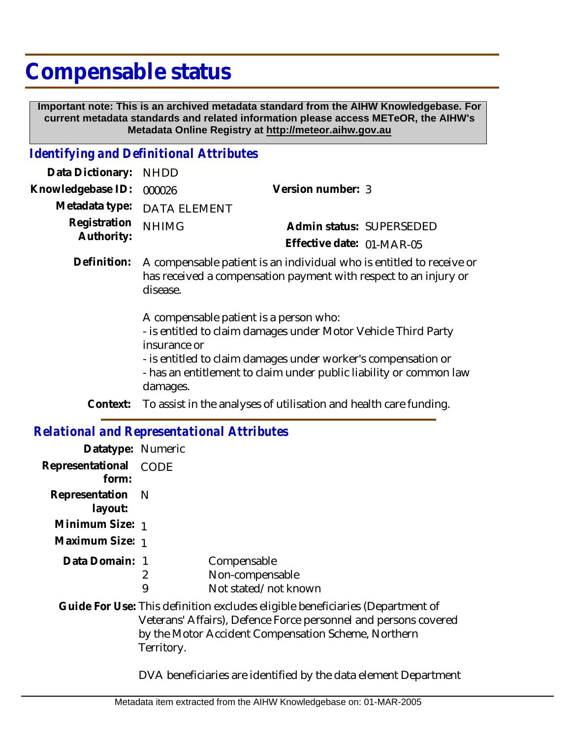# Compensable status

**Important note: This is an archived metadata standard from the AIHW Knowledgebase. For current metadata standards and related information please access METeOR, the AIHW's Metadata Online Registry at http://meteor.aihw.gov.au**

## *Identifying and Definitional Attributes*

**Data Dictionary:** NHDD

**Knowledgebase ID:** 000026

**Version number:** 3

**Metadata type:** DATA ELEMENT

**Registration Authority:** NHIMG

**Admin status:** SUPERSEDED

**Effective date:** 01-MAR-05

**Definition:** A compensable patient is an individual who is entitled to receive or has received a compensation payment with respect to an injury or disease.

A compensable patient is a person who:
- is entitled to claim damages under Motor Vehicle Third Party insurance or
- is entitled to claim damages under worker's compensation or
- has an entitlement to claim under public liability or common law damages.

**Context:** To assist in the analyses of utilisation and health care funding.

## *Relational and Representational Attributes*

**Datatype:** Numeric

**Representational form:** CODE

**Representation layout:** N

**Minimum Size:** 1

**Maximum Size:** 1

**Data Domain:**

| | |
|---|---|
| 1 | Compensable |
| 2 | Non-compensable |
| 9 | Not stated/not known |

**Guide For Use:** This definition excludes eligible beneficiaries (Department of Veterans' Affairs), Defence Force personnel and persons covered by the Motor Accident Compensation Scheme, Northern Territory.

DVA beneficiaries are identified by the data element Department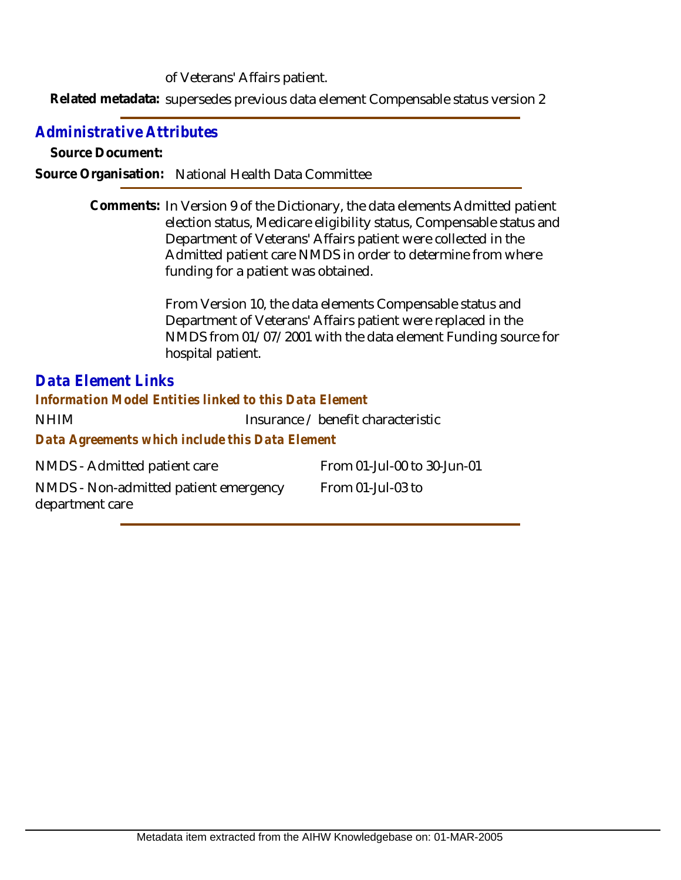of Veterans' Affairs patient.

**Related metadata:** supersedes previous data element Compensable status version 2

## Administrative Attributes

**Source Document:**

**Source Organisation:** National Health Data Committee

**Comments:** In Version 9 of the Dictionary, the data elements Admitted patient election status, Medicare eligibility status, Compensable status and Department of Veterans' Affairs patient were collected in the Admitted patient care NMDS in order to determine from where funding for a patient was obtained.

From Version 10, the data elements Compensable status and Department of Veterans' Affairs patient were replaced in the NMDS from 01/07/2001 with the data element Funding source for hospital patient.

## Data Element Links

### Information Model Entities linked to this Data Element

| | |
|---|---|
| NHIM | Insurance / benefit characteristic |

### Data Agreements which include this Data Element

| | |
|---|---|
| NMDS - Admitted patient care | From 01-Jul-00 to 30-Jun-01 |
| NMDS - Non-admitted patient emergency department care | From 01-Jul-03 to |